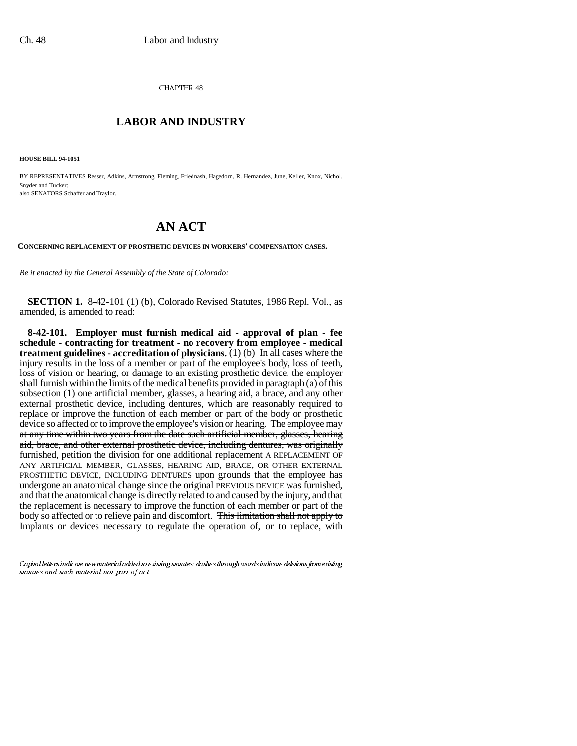CHAPTER 48

# LABOR AND INDUSTRY

**HOUSE BILL 94-1051**

BY REPRESENTATIVES Reeser, Adkins, Armstrong, Fleming, Friednash, Hagedorn, R. Hernandez, June, Keller, Knox, Nichol, Snyder and Tucker;
also SENATORS Schaffer and Traylor.

# AN ACT

**CONCERNING REPLACEMENT OF PROSTHETIC DEVICES IN WORKERS' COMPENSATION CASES.**

*Be it enacted by the General Assembly of the State of Colorado:*

**SECTION 1.** 8-42-101 (1) (b), Colorado Revised Statutes, 1986 Repl. Vol., as amended, is amended to read:

**8-42-101. Employer must furnish medical aid - approval of plan - fee schedule - contracting for treatment - no recovery from employee - medical treatment guidelines - accreditation of physicians.** (1) (b) In all cases where the injury results in the loss of a member or part of the employee's body, loss of teeth, loss of vision or hearing, or damage to an existing prosthetic device, the employer shall furnish within the limits of the medical benefits provided in paragraph (a) of this subsection (1) one artificial member, glasses, a hearing aid, a brace, and any other external prosthetic device, including dentures, which are reasonably required to replace or improve the function of each member or part of the body or prosthetic device so affected or to improve the employee's vision or hearing. The employee may ~~at any time within two years from the date such artificial member, glasses, hearing aid, brace, and other external prosthetic device, including dentures, was originally furnished,~~ petition the division for ~~one additional replacement~~ A REPLACEMENT OF ANY ARTIFICIAL MEMBER, GLASSES, HEARING AID, BRACE, OR OTHER EXTERNAL PROSTHETIC DEVICE, INCLUDING DENTURES upon grounds that the employee has undergone an anatomical change since the ~~original~~ PREVIOUS DEVICE was furnished, and that the anatomical change is directly related to and caused by the injury, and that the replacement is necessary to improve the function of each member or part of the body so affected or to relieve pain and discomfort. ~~This limitation shall not apply to~~ Implants or devices necessary to regulate the operation of, or to replace, with

Capital letters indicate new material added to existing statutes; dashes through words indicate deletions from existing statutes and such material not part of act.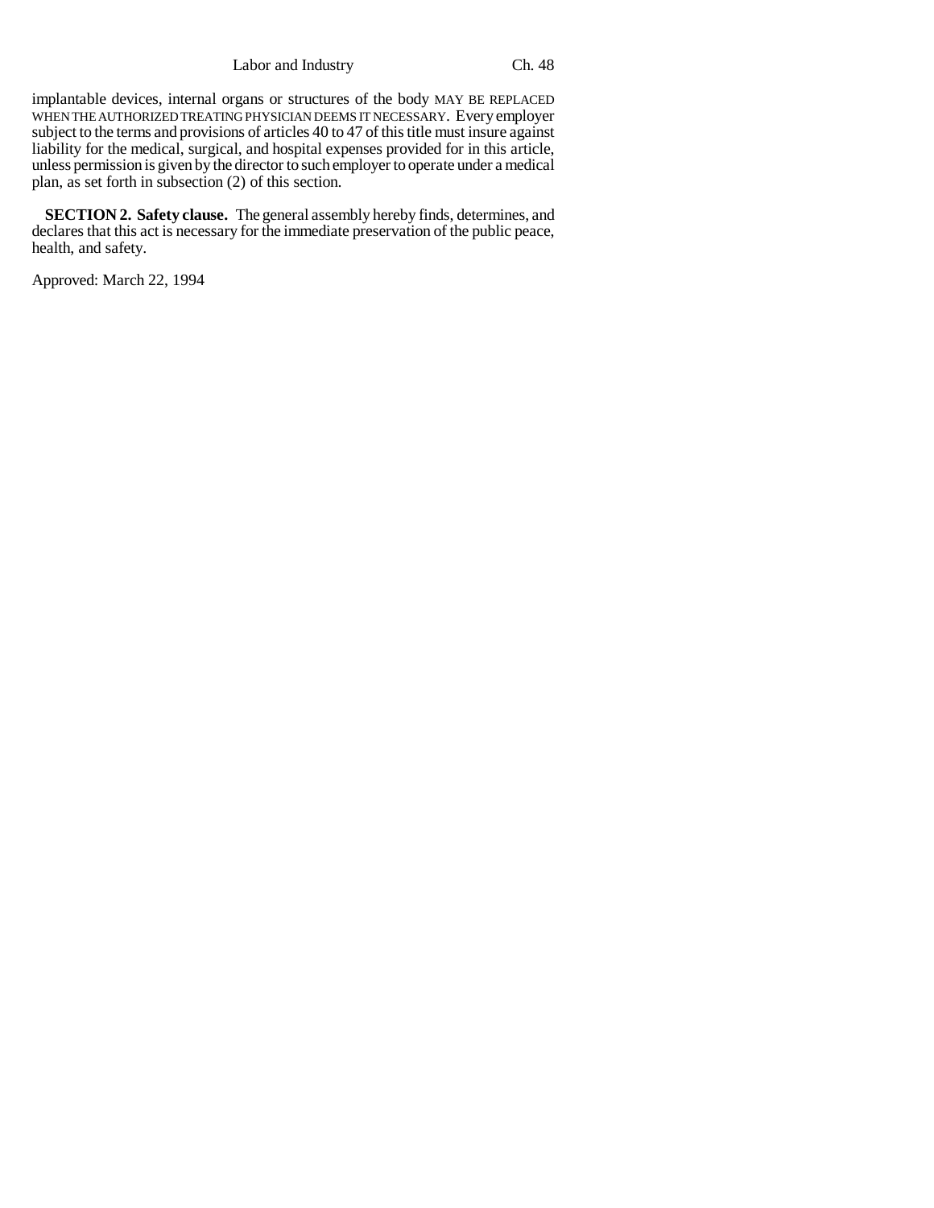implantable devices, internal organs or structures of the body MAY BE REPLACED WHEN THE AUTHORIZED TREATING PHYSICIAN DEEMS IT NECESSARY. Every employer subject to the terms and provisions of articles 40 to 47 of this title must insure against liability for the medical, surgical, and hospital expenses provided for in this article, unless permission is given by the director to such employer to operate under a medical plan, as set forth in subsection (2) of this section.

**SECTION 2. Safety clause.** The general assembly hereby finds, determines, and declares that this act is necessary for the immediate preservation of the public peace, health, and safety.

Approved: March 22, 1994